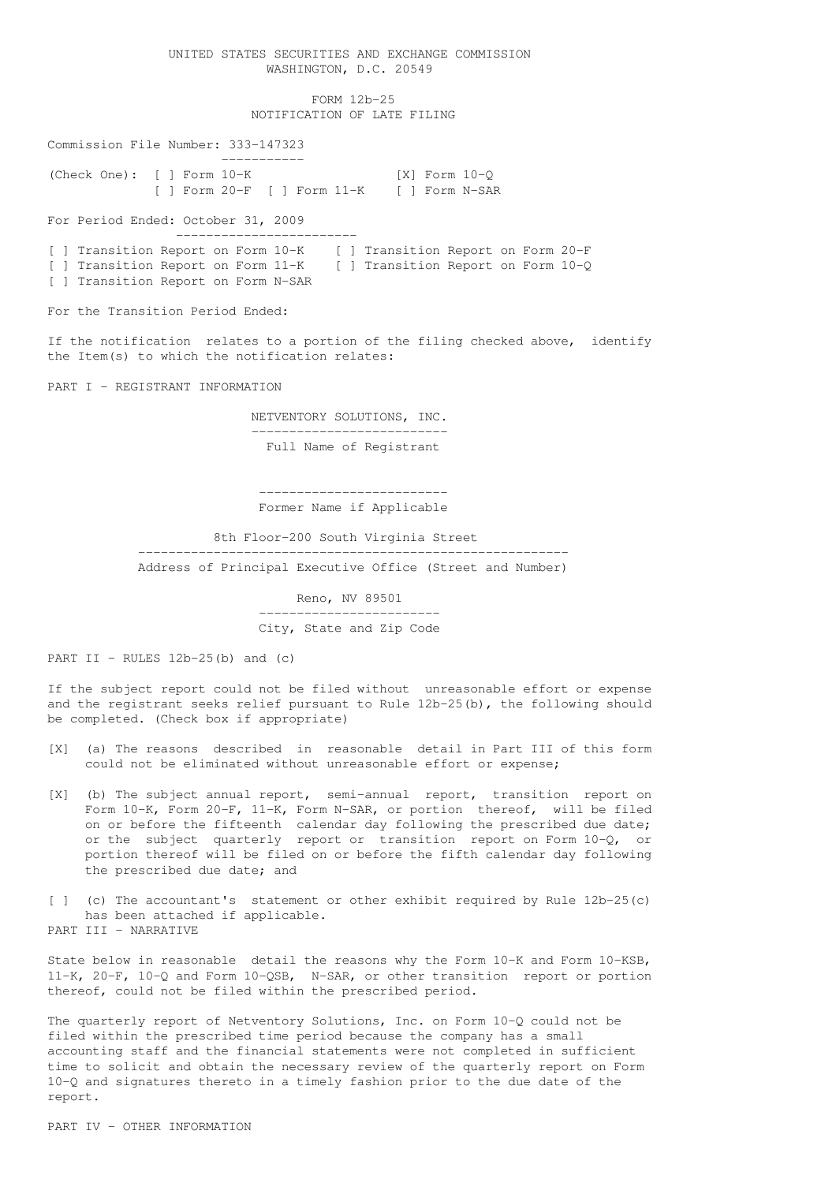UNITED STATES SECURITIES AND EXCHANGE COMMISSION
WASHINGTON, D.C. 20549

# FORM 12b-25
## NOTIFICATION OF LATE FILING

Commission File Number: 333-147323

(Check One): [ ] Form 10-K [X] Form 10-Q
[ ] Form 20-F [ ] Form 11-K [ ] Form N-SAR

For Period Ended: October 31, 2009

[ ] Transition Report on Form 10-K [ ] Transition Report on Form 20-F
[ ] Transition Report on Form 11-K [ ] Transition Report on Form 10-Q
[ ] Transition Report on Form N-SAR

For the Transition Period Ended:

If the notification relates to a portion of the filing checked above, identify the Item(s) to which the notification relates:

PART I - REGISTRANT INFORMATION

NETVENTORY SOLUTIONS, INC.
Full Name of Registrant

Former Name if Applicable

8th Floor-200 South Virginia Street
Address of Principal Executive Office (Street and Number)

Reno, NV 89501
City, State and Zip Code

PART II - RULES 12b-25(b) and (c)

If the subject report could not be filed without unreasonable effort or expense and the registrant seeks relief pursuant to Rule 12b-25(b), the following should be completed. (Check box if appropriate)

[X] (a) The reasons described in reasonable detail in Part III of this form could not be eliminated without unreasonable effort or expense;

[X] (b) The subject annual report, semi-annual report, transition report on Form 10-K, Form 20-F, 11-K, Form N-SAR, or portion thereof, will be filed on or before the fifteenth calendar day following the prescribed due date; or the subject quarterly report or transition report on Form 10-Q, or portion thereof will be filed on or before the fifth calendar day following the prescribed due date; and

[ ] (c) The accountant's statement or other exhibit required by Rule 12b-25(c) has been attached if applicable.

PART III - NARRATIVE

State below in reasonable detail the reasons why the Form 10-K and Form 10-KSB, 11-K, 20-F, 10-Q and Form 10-QSB, N-SAR, or other transition report or portion thereof, could not be filed within the prescribed period.

The quarterly report of Netventory Solutions, Inc. on Form 10-Q could not be filed within the prescribed time period because the company has a small accounting staff and the financial statements were not completed in sufficient time to solicit and obtain the necessary review of the quarterly report on Form 10-Q and signatures thereto in a timely fashion prior to the due date of the report.

PART IV - OTHER INFORMATION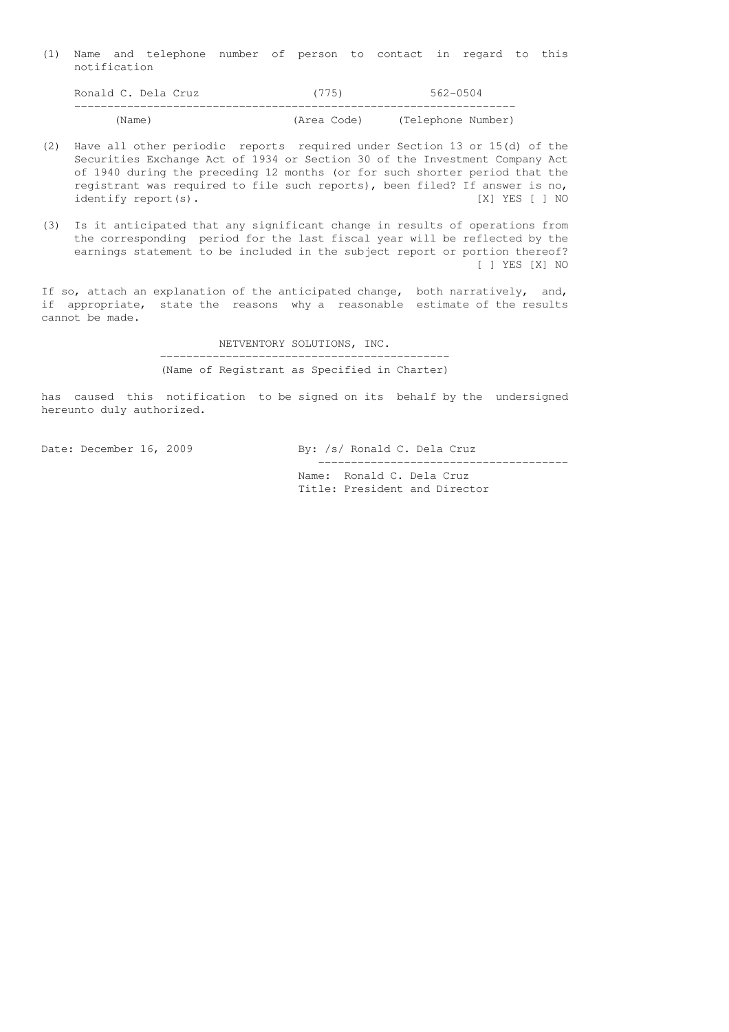(1) Name and telephone number of person to contact in regard to this notification

| Ronald C. Dela Cruz | (775) | 562-0504 |
|---|---|---|
| (Name) | (Area Code) | (Telephone Number) |

(2) Have all other periodic reports required under Section 13 or 15(d) of the Securities Exchange Act of 1934 or Section 30 of the Investment Company Act of 1940 during the preceding 12 months (or for such shorter period that the registrant was required to file such reports), been filed? If answer is no, identify report(s). [X] YES [ ] NO

(3) Is it anticipated that any significant change in results of operations from the corresponding period for the last fiscal year will be reflected by the earnings statement to be included in the subject report or portion thereof? [ ] YES [X] NO

If so, attach an explanation of the anticipated change, both narratively, and, if appropriate, state the reasons why a reasonable estimate of the results cannot be made.

NETVENTORY SOLUTIONS, INC.

(Name of Registrant as Specified in Charter)

has caused this notification to be signed on its behalf by the undersigned hereunto duly authorized.

Date: December 16, 2009

By: /s/ Ronald C. Dela Cruz

Name: Ronald C. Dela Cruz
Title: President and Director